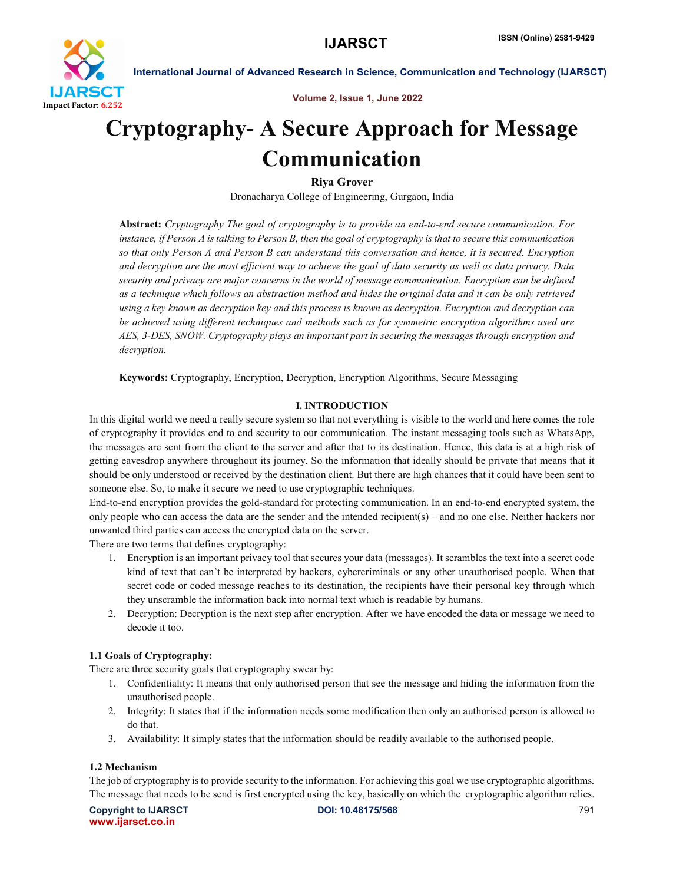# Cryptography- A Secure Approach for Message Communication

**Riya Grover**

Dronacharya College of Engineering, Gurgaon, India

**Abstract:** *Cryptography The goal of cryptography is to provide an end-to-end secure communication. For instance, if Person A is talking to Person B, then the goal of cryptography is that to secure this communication so that only Person A and Person B can understand this conversation and hence, it is secured. Encryption and decryption are the most efficient way to achieve the goal of data security as well as data privacy. Data security and privacy are major concerns in the world of message communication. Encryption can be defined as a technique which follows an abstraction method and hides the original data and it can be only retrieved using a key known as decryption key and this process is known as decryption. Encryption and decryption can be achieved using different techniques and methods such as for symmetric encryption algorithms used are AES, 3-DES, SNOW. Cryptography plays an important part in securing the messages through encryption and decryption.*

**Keywords:** Cryptography, Encryption, Decryption, Encryption Algorithms, Secure Messaging

## I. INTRODUCTION

In this digital world we need a really secure system so that not everything is visible to the world and here comes the role of cryptography it provides end to end security to our communication. The instant messaging tools such as WhatsApp, the messages are sent from the client to the server and after that to its destination. Hence, this data is at a high risk of getting eavesdrop anywhere throughout its journey. So the information that ideally should be private that means that it should be only understood or received by the destination client. But there are high chances that it could have been sent to someone else. So, to make it secure we need to use cryptographic techniques.

End-to-end encryption provides the gold-standard for protecting communication. In an end-to-end encrypted system, the only people who can access the data are the sender and the intended recipient(s) – and no one else. Neither hackers nor unwanted third parties can access the encrypted data on the server.

There are two terms that defines cryptography:

1. Encryption is an important privacy tool that secures your data (messages). It scrambles the text into a secret code kind of text that can't be interpreted by hackers, cybercriminals or any other unauthorised people. When that secret code or coded message reaches to its destination, the recipients have their personal key through which they unscramble the information back into normal text which is readable by humans.
2. Decryption: Decryption is the next step after encryption. After we have encoded the data or message we need to decode it too.

### 1.1 Goals of Cryptography:

There are three security goals that cryptography swear by:

1. Confidentiality: It means that only authorised person that see the message and hiding the information from the unauthorised people.
2. Integrity: It states that if the information needs some modification then only an authorised person is allowed to do that.
3. Availability: It simply states that the information should be readily available to the authorised people.

### 1.2 Mechanism

The job of cryptography is to provide security to the information. For achieving this goal we use cryptographic algorithms. The message that needs to be send is first encrypted using the key, basically on which the cryptographic algorithm relies.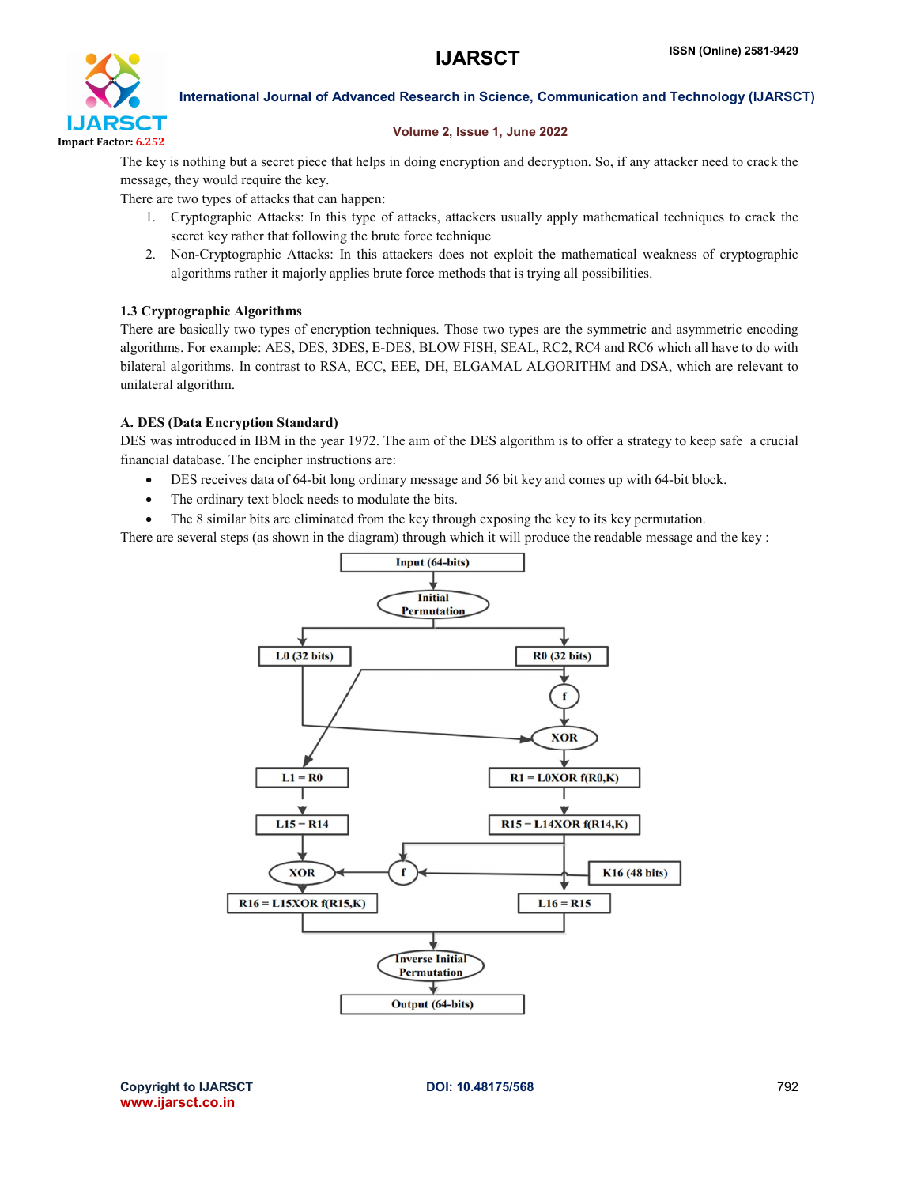The key is nothing but a secret piece that helps in doing encryption and decryption. So, if any attacker need to crack the message, they would require the key.

There are two types of attacks that can happen:

1. Cryptographic Attacks: In this type of attacks, attackers usually apply mathematical techniques to crack the secret key rather that following the brute force technique
2. Non-Cryptographic Attacks: In this attackers does not exploit the mathematical weakness of cryptographic algorithms rather it majorly applies brute force methods that is trying all possibilities.

### 1.3 Cryptographic Algorithms

There are basically two types of encryption techniques. Those two types are the symmetric and asymmetric encoding algorithms. For example: AES, DES, 3DES, E-DES, BLOW FISH, SEAL, RC2, RC4 and RC6 which all have to do with bilateral algorithms. In contrast to RSA, ECC, EEE, DH, ELGAMAL ALGORITHM and DSA, which are relevant to unilateral algorithm.

### A. DES (Data Encryption Standard)

DES was introduced in IBM in the year 1972. The aim of the DES algorithm is to offer a strategy to keep safe a crucial financial database. The encipher instructions are:

- DES receives data of 64-bit long ordinary message and 56 bit key and comes up with 64-bit block.
- The ordinary text block needs to modulate the bits.
- The 8 similar bits are eliminated from the key through exposing the key to its key permutation.

There are several steps (as shown in the diagram) through which it will produce the readable message and the key :

Input (64-bits) → Initial Permutation → L0 (32 bits), R0 (32 bits) → f → XOR → L1 = R0, R1 = L0XOR f(R0,K) → L15 = R14, R15 = L14XOR f(R14,K) → K16 (48 bits), f, XOR → R16 = L15XOR f(R15,K), L16 = R15 → Inverse Initial Permutation → Output (64-bits)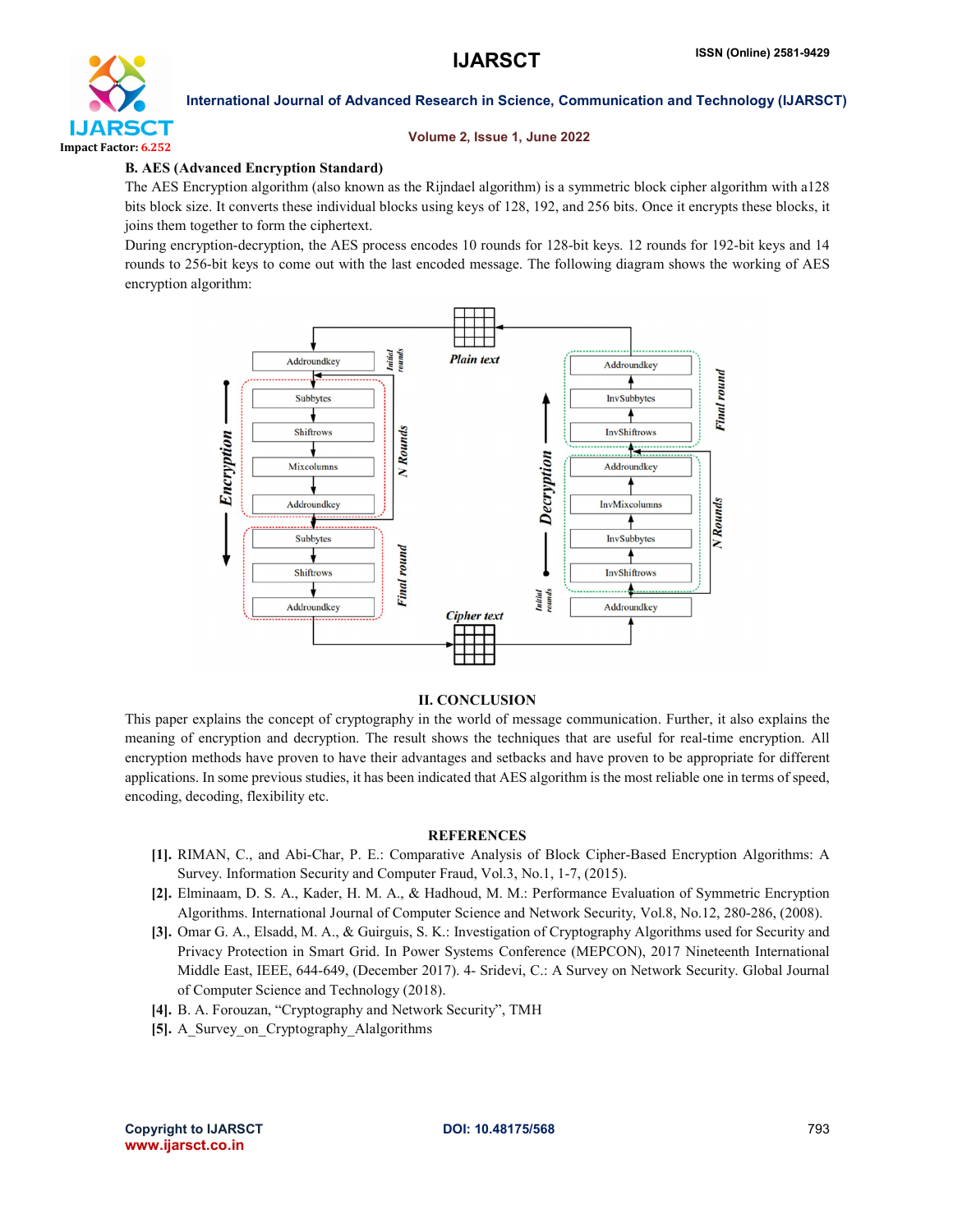### B. AES (Advanced Encryption Standard)

The AES Encryption algorithm (also known as the Rijndael algorithm) is a symmetric block cipher algorithm with a128 bits block size. It converts these individual blocks using keys of 128, 192, and 256 bits. Once it encrypts these blocks, it joins them together to form the ciphertext.

During encryption-decryption, the AES process encodes 10 rounds for 128-bit keys. 12 rounds for 192-bit keys and 14 rounds to 256-bit keys to come out with the last encoded message. The following diagram shows the working of AES encryption algorithm:

Plain text
Initial rounds
Addroundkey
Subbytes
Shiftrows
Mixcolumns
Addroundkey
N Rounds
Subbytes
Shiftrows
Addroundkey
Final round
Encryption
Cipher text
Addroundkey
InvSubbytes
InvShiftrows
Final round
Addroundkey
InvMixcolumns
InvSubbytes
InvShiftrows
N Rounds
Initial rounds
Addroundkey
Decryption

## II. CONCLUSION

This paper explains the concept of cryptography in the world of message communication. Further, it also explains the meaning of encryption and decryption. The result shows the techniques that are useful for real-time encryption. All encryption methods have proven to have their advantages and setbacks and have proven to be appropriate for different applications. In some previous studies, it has been indicated that AES algorithm is the most reliable one in terms of speed, encoding, decoding, flexibility etc.

## REFERENCES

**[1].** RIMAN, C., and Abi-Char, P. E.: Comparative Analysis of Block Cipher-Based Encryption Algorithms: A Survey. Information Security and Computer Fraud, Vol.3, No.1, 1-7, (2015).

**[2].** Elminaam, D. S. A., Kader, H. M. A., & Hadhoud, M. M.: Performance Evaluation of Symmetric Encryption Algorithms. International Journal of Computer Science and Network Security, Vol.8, No.12, 280-286, (2008).

**[3].** Omar G. A., Elsadd, M. A., & Guirguis, S. K.: Investigation of Cryptography Algorithms used for Security and Privacy Protection in Smart Grid. In Power Systems Conference (MEPCON), 2017 Nineteenth International Middle East, IEEE, 644-649, (December 2017). 4- Sridevi, C.: A Survey on Network Security. Global Journal of Computer Science and Technology (2018).

**[4].** B. A. Forouzan, "Cryptography and Network Security", TMH

**[5].** A_Survey_on_Cryptography_Alalgorithms